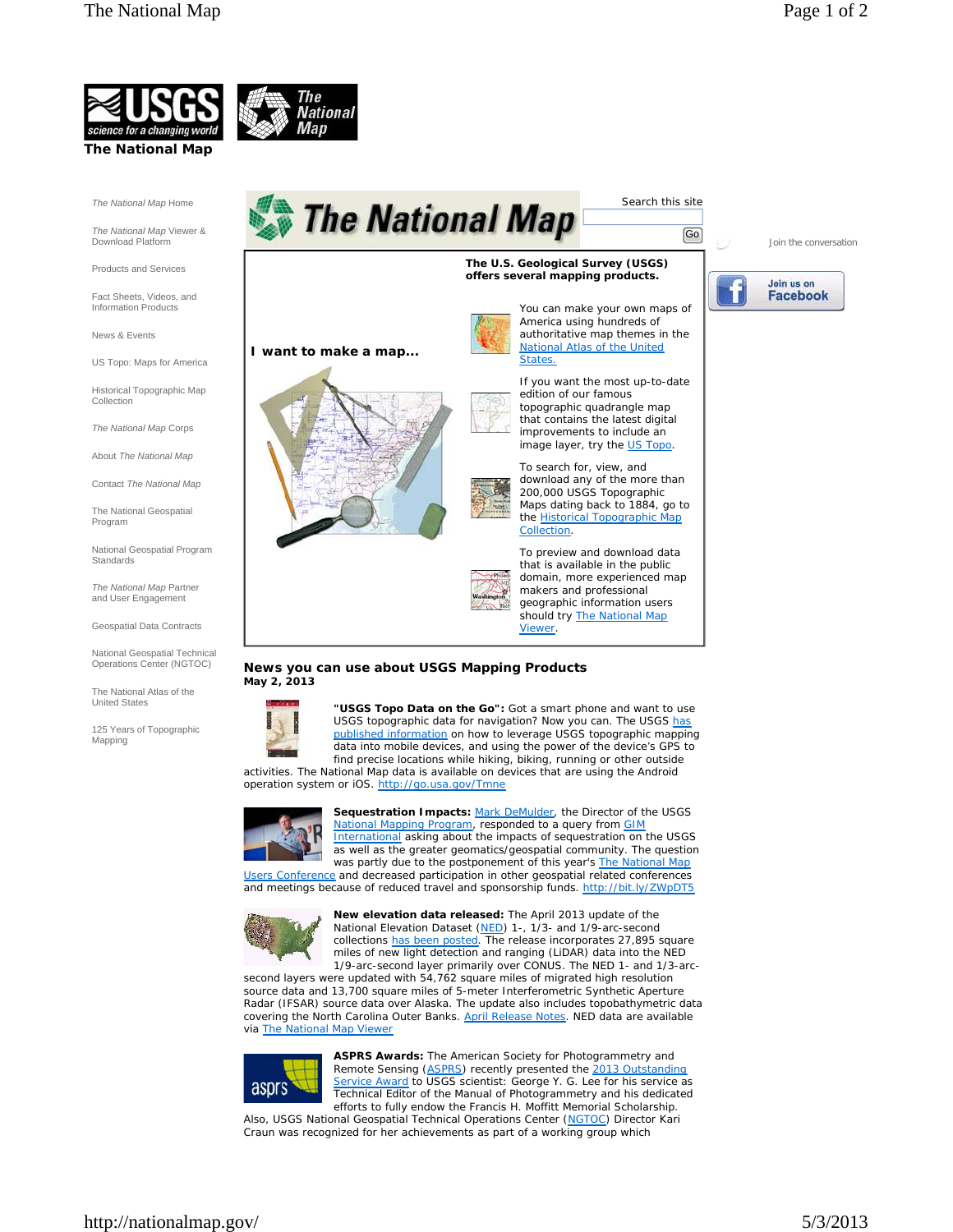**The National Map**

- *The National Map* Home
- *The National Map* Viewer & Download Platform
- Products and Services
- Fact Sheets, Videos, and Information Products
- News & Events
- US Topo: Maps for America
- Historical Topographic Map Collection
- *The National Map* Corps
- About *The National Map*
- Contact *The National Map*
- The National Geospatial Program
- National Geospatial Program Standards
- *The National Map* Partner and User Engagement
- Geospatial Data Contracts
- National Geospatial Technical Operations Center (NGTOC)
- The National Atlas of the United States
- 125 Years of Topographic Mapping

Search this site

Go

Join the conversation

Join us on Facebook

**The U.S. Geological Survey (USGS) offers several mapping products.**

**I want to make a map...**

You can make your own maps of America using hundreds of authoritative map themes in the National Atlas of the United States.

If you want the most up-to-date edition of our famous topographic quadrangle map that contains the latest digital improvements to include an image layer, try the US Topo.

To search for, view, and download any of the more than 200,000 USGS Topographic Maps dating back to 1884, go to the Historical Topographic Map Collection.

To preview and download data that is available in the public domain, more experienced map makers and professional geographic information users should try The National Map Viewer.

## News you can use about USGS Mapping Products

**May 2, 2013**

**"USGS Topo Data on the Go":** Got a smart phone and want to use USGS topographic data for navigation? Now you can. The USGS has published information on how to leverage USGS topographic mapping data into mobile devices, and using the power of the device's GPS to find precise locations while hiking, biking, running or other outside activities. The National Map data is available on devices that are using the Android operation system or iOS. http://go.usa.gov/Tmne

**Sequestration Impacts:** Mark DeMulder, the Director of the USGS National Mapping Program, responded to a query from GIM International asking about the impacts of sequestration on the USGS as well as the greater geomatics/geospatial community. The question was partly due to the postponement of this year's The National Map Users Conference and decreased participation in other geospatial related conferences and meetings because of reduced travel and sponsorship funds. http://bit.ly/ZWpDT5

**New elevation data released:** The April 2013 update of the National Elevation Dataset (NED) 1-, 1/3- and 1/9-arc-second collections has been posted. The release incorporates 27,895 square miles of new light detection and ranging (LiDAR) data into the NED 1/9-arc-second layer primarily over CONUS. The NED 1- and 1/3-arc-second layers were updated with 54,762 square miles of migrated high resolution source data and 13,700 square miles of 5-meter Interferometric Synthetic Aperture Radar (IFSAR) source data over Alaska. The update also includes topobathymetric data covering the North Carolina Outer Banks. April Release Notes. NED data are available via The National Map Viewer

**ASPRS Awards:** The American Society for Photogrammetry and Remote Sensing (ASPRS) recently presented the 2013 Outstanding Service Award to USGS scientist: George Y. G. Lee for his service as Technical Editor of the Manual of Photogrammetry and his dedicated efforts to fully endow the Francis H. Moffitt Memorial Scholarship. Also, USGS National Geospatial Technical Operations Center (NGTOC) Director Kari Craun was recognized for her achievements as part of a working group which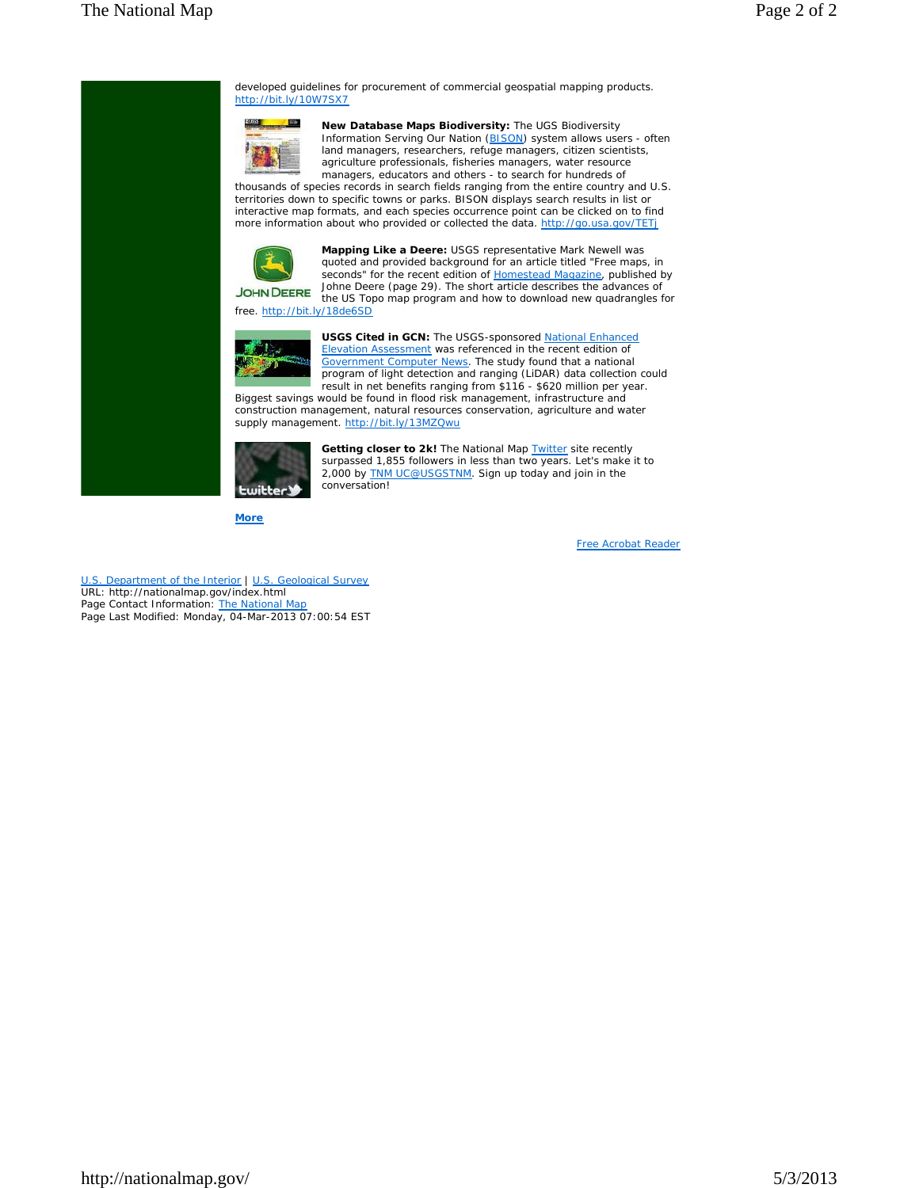developed guidelines for procurement of commercial geospatial mapping products. http://bit.ly/10W7SX7

**New Database Maps Biodiversity:** The UGS Biodiversity Information Serving Our Nation (BISON) system allows users - often land managers, researchers, refuge managers, citizen scientists, agriculture professionals, fisheries managers, water resource managers, educators and others - to search for hundreds of thousands of species records in search fields ranging from the entire country and U.S. territories down to specific towns or parks. BISON displays search results in list or interactive map formats, and each species occurrence point can be clicked on to find more information about who provided or collected the data. http://go.usa.gov/TETj

**Mapping Like a Deere:** USGS representative Mark Newell was quoted and provided background for an article titled "Free maps, in seconds" for the recent edition of Homestead Magazine, published by Johne Deere (page 29). The short article describes the advances of the US Topo map program and how to download new quadrangles for free. http://bit.ly/18de6SD

**USGS Cited in GCN:** The USGS-sponsored National Enhanced Elevation Assessment was referenced in the recent edition of Government Computer News. The study found that a national program of light detection and ranging (LiDAR) data collection could result in net benefits ranging from $116 - $620 million per year. Biggest savings would be found in flood risk management, infrastructure and construction management, natural resources conservation, agriculture and water supply management. http://bit.ly/13MZQwu

**Getting closer to 2k!** The National Map Twitter site recently surpassed 1,855 followers in less than two years. Let's make it to 2,000 by TNM UC@USGSTNM. Sign up today and join in the conversation!

**More**

Free Acrobat Reader

U.S. Department of the Interior | U.S. Geological Survey
URL: http://nationalmap.gov/index.html
Page Contact Information: The National Map
Page Last Modified: Monday, 04-Mar-2013 07:00:54 EST